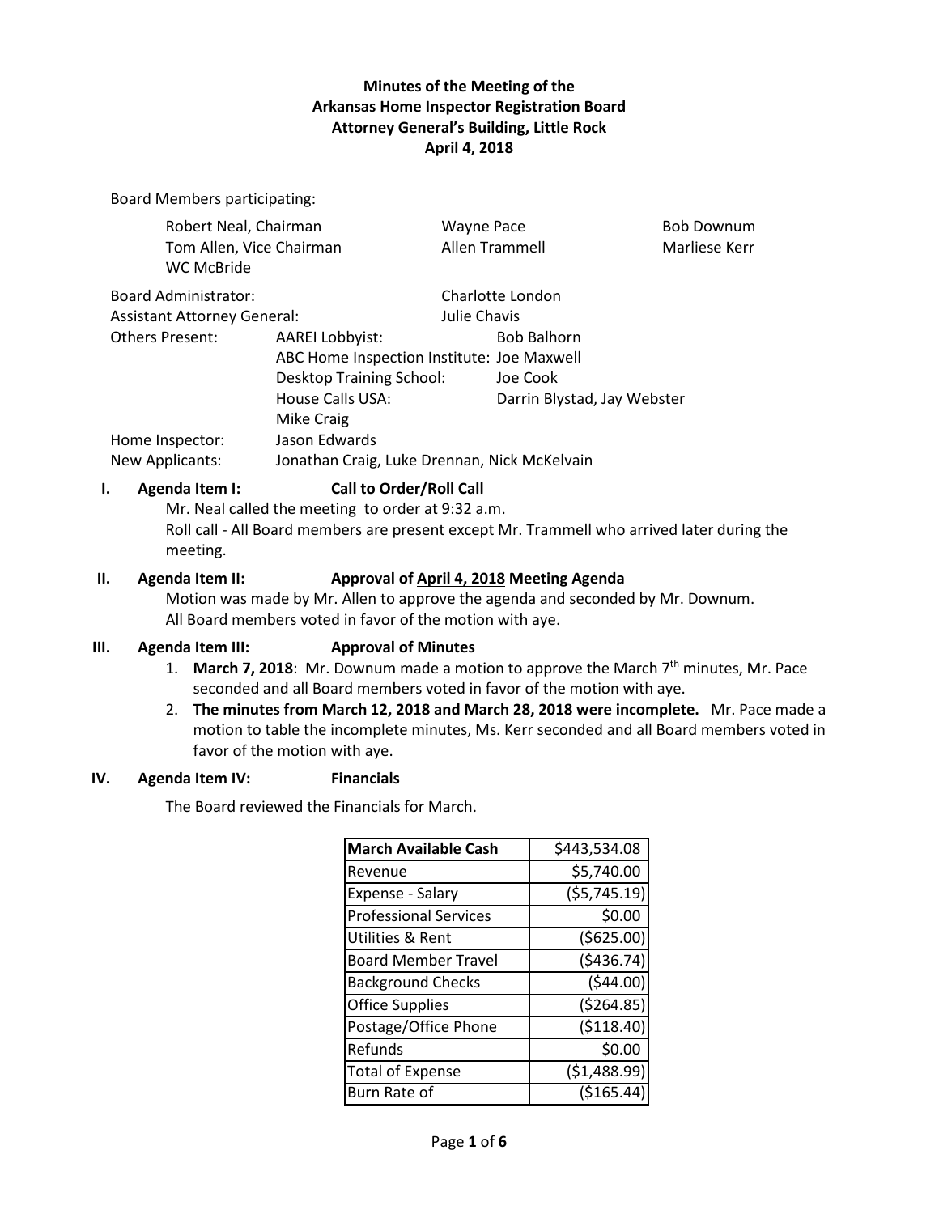**Minutes of the Meeting of the**
**Arkansas Home Inspector Registration Board**
**Attorney General's Building, Little Rock**
**April 4, 2018**

Board Members participating:

Robert Neal, Chairman
Tom Allen, Vice Chairman
WC McBride
Wayne Pace
Allen Trammell
Bob Downum
Marliese Kerr

Board Administrator: Charlotte London
Assistant Attorney General: Julie Chavis

Others Present:
- AAREI Lobbyist: Bob Balhorn
- ABC Home Inspection Institute: Joe Maxwell
- Desktop Training School: Joe Cook
- House Calls USA: Darrin Blystad, Jay Webster
- Mike Craig

Home Inspector: Jason Edwards

New Applicants: Jonathan Craig, Luke Drennan, Nick McKelvain

**I. Agenda Item I: Call to Order/Roll Call**

Mr. Neal called the meeting to order at 9:32 a.m.

Roll call - All Board members are present except Mr. Trammell who arrived later during the meeting.

**II. Agenda Item II: Approval of April 4, 2018 Meeting Agenda**

Motion was made by Mr. Allen to approve the agenda and seconded by Mr. Downum. All Board members voted in favor of the motion with aye.

**III. Agenda Item III: Approval of Minutes**

1. **March 7, 2018**: Mr. Downum made a motion to approve the March 7th minutes, Mr. Pace seconded and all Board members voted in favor of the motion with aye.
2. **The minutes from March 12, 2018 and March 28, 2018 were incomplete.** Mr. Pace made a motion to table the incomplete minutes, Ms. Kerr seconded and all Board members voted in favor of the motion with aye.

**IV. Agenda Item IV: Financials**

The Board reviewed the Financials for March.

| **March Available Cash** | $443,534.08 |
|---|---|
| Revenue | $5,740.00 |
| Expense - Salary | ($5,745.19) |
| Professional Services | $0.00 |
| Utilities & Rent | ($625.00) |
| Board Member Travel | ($436.74) |
| Background Checks | ($44.00) |
| Office Supplies | ($264.85) |
| Postage/Office Phone | ($118.40) |
| Refunds | $0.00 |
| Total of Expense | ($1,488.99) |
| Burn Rate of | ($165.44) |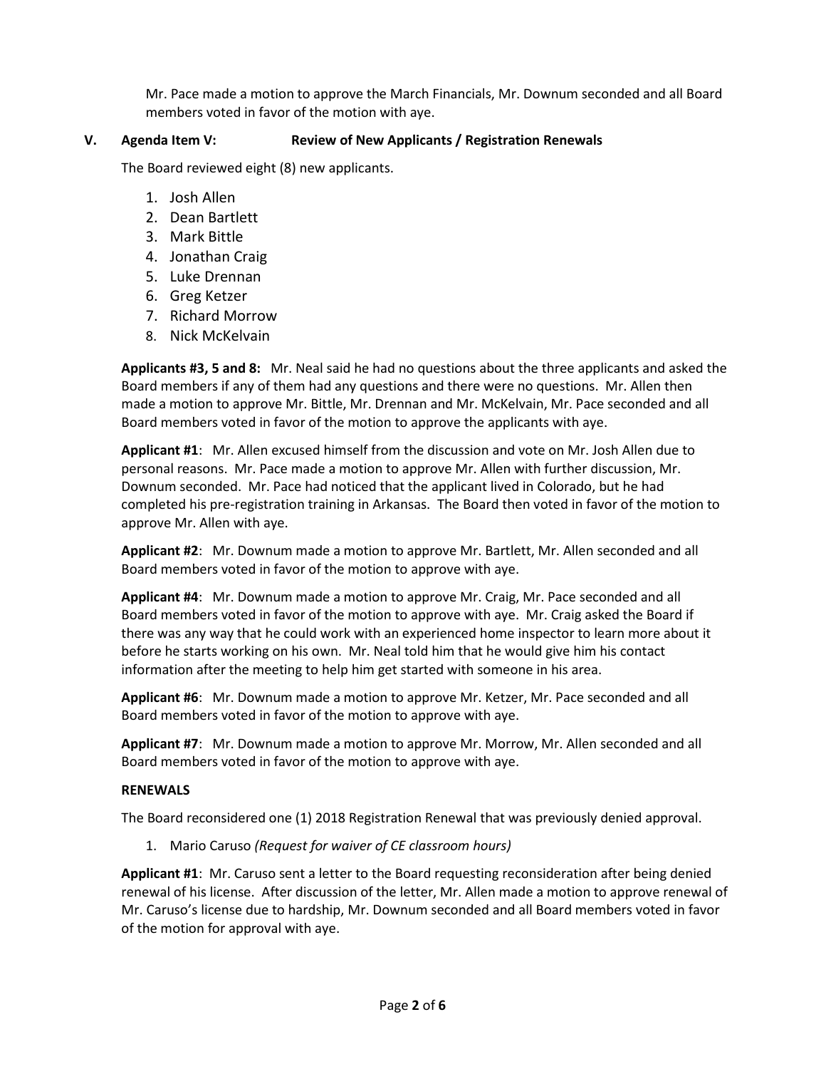Mr. Pace made a motion to approve the March Financials, Mr. Downum seconded and all Board members voted in favor of the motion with aye.

## V. Agenda Item V: Review of New Applicants / Registration Renewals

The Board reviewed eight (8) new applicants.

1. Josh Allen
2. Dean Bartlett
3. Mark Bittle
4. Jonathan Craig
5. Luke Drennan
6. Greg Ketzer
7. Richard Morrow
8. Nick McKelvain

**Applicants #3, 5 and 8:** Mr. Neal said he had no questions about the three applicants and asked the Board members if any of them had any questions and there were no questions. Mr. Allen then made a motion to approve Mr. Bittle, Mr. Drennan and Mr. McKelvain, Mr. Pace seconded and all Board members voted in favor of the motion to approve the applicants with aye.

**Applicant #1**: Mr. Allen excused himself from the discussion and vote on Mr. Josh Allen due to personal reasons. Mr. Pace made a motion to approve Mr. Allen with further discussion, Mr. Downum seconded. Mr. Pace had noticed that the applicant lived in Colorado, but he had completed his pre-registration training in Arkansas. The Board then voted in favor of the motion to approve Mr. Allen with aye.

**Applicant #2**: Mr. Downum made a motion to approve Mr. Bartlett, Mr. Allen seconded and all Board members voted in favor of the motion to approve with aye.

**Applicant #4**: Mr. Downum made a motion to approve Mr. Craig, Mr. Pace seconded and all Board members voted in favor of the motion to approve with aye. Mr. Craig asked the Board if there was any way that he could work with an experienced home inspector to learn more about it before he starts working on his own. Mr. Neal told him that he would give him his contact information after the meeting to help him get started with someone in his area.

**Applicant #6**: Mr. Downum made a motion to approve Mr. Ketzer, Mr. Pace seconded and all Board members voted in favor of the motion to approve with aye.

**Applicant #7**: Mr. Downum made a motion to approve Mr. Morrow, Mr. Allen seconded and all Board members voted in favor of the motion to approve with aye.

**RENEWALS**

The Board reconsidered one (1) 2018 Registration Renewal that was previously denied approval.

1. Mario Caruso *(Request for waiver of CE classroom hours)*

**Applicant #1**: Mr. Caruso sent a letter to the Board requesting reconsideration after being denied renewal of his license. After discussion of the letter, Mr. Allen made a motion to approve renewal of Mr. Caruso's license due to hardship, Mr. Downum seconded and all Board members voted in favor of the motion for approval with aye.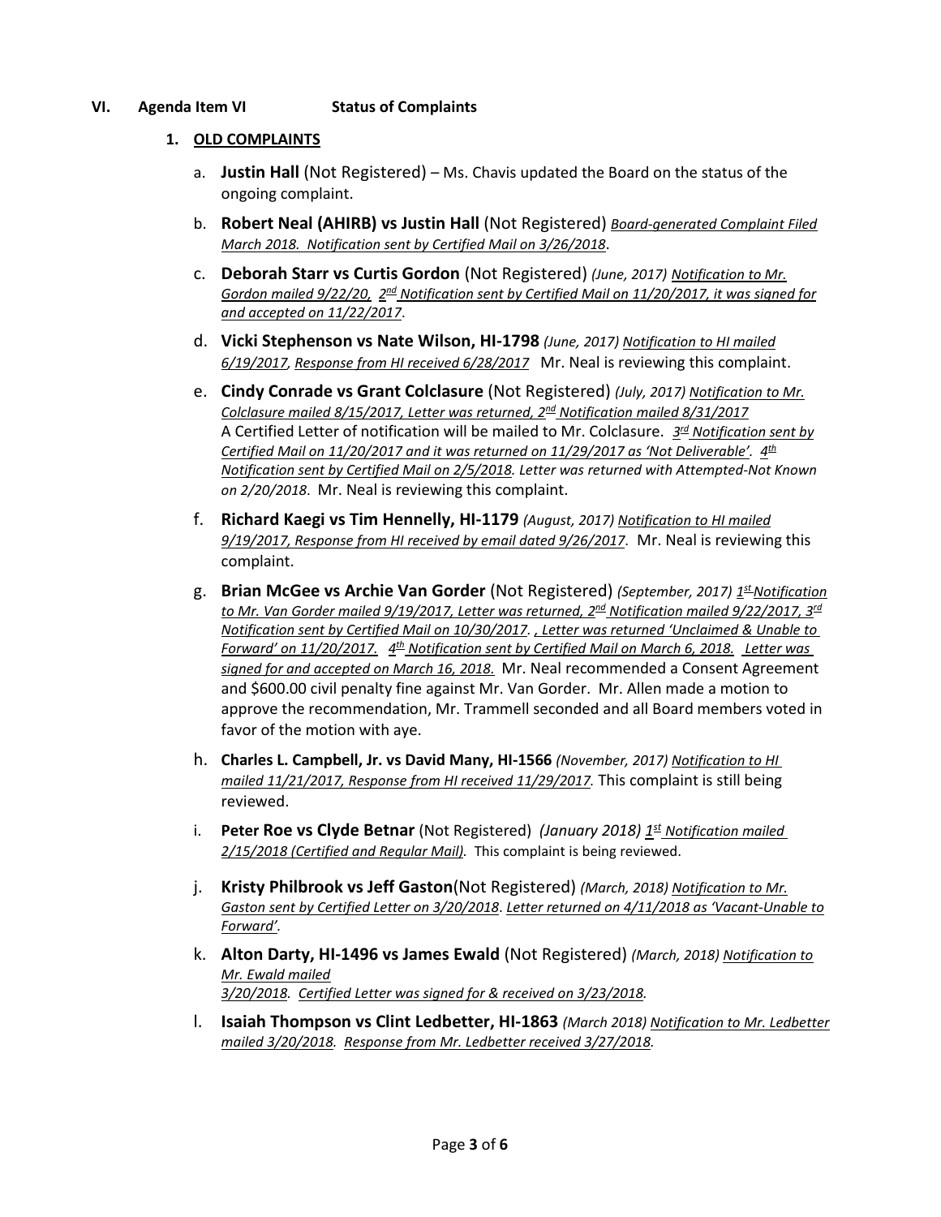**VI. Agenda Item VI Status of Complaints**

1. **OLD COMPLAINTS**

   a. **Justin Hall** (Not Registered) – Ms. Chavis updated the Board on the status of the ongoing complaint.

   b. **Robert Neal (AHIRB) vs Justin Hall** (Not Registered) _Board-generated Complaint Filed March 2018. Notification sent by Certified Mail on 3/26/2018_.

   c. **Deborah Starr vs Curtis Gordon** (Not Registered) _(June, 2017)_ _Notification to Mr. Gordon mailed 9/22/20, 2nd Notification sent by Certified Mail on 11/20/2017, it was signed for and accepted on 11/22/2017_.

   d. **Vicki Stephenson vs Nate Wilson, HI-1798** _(June, 2017)_ _Notification to HI mailed 6/19/2017, Response from HI received 6/28/2017_ Mr. Neal is reviewing this complaint.

   e. **Cindy Conrade vs Grant Colclasure** (Not Registered) _(July, 2017)_ _Notification to Mr. Colclasure mailed 8/15/2017, Letter was returned, 2nd Notification mailed 8/31/2017_ A Certified Letter of notification will be mailed to Mr. Colclasure. _3rd Notification sent by Certified Mail on 11/20/2017 and it was returned on 11/29/2017 as 'Not Deliverable'. 4th Notification sent by Certified Mail on 2/5/2018. Letter was returned with Attempted-Not Known on 2/20/2018_. Mr. Neal is reviewing this complaint.

   f. **Richard Kaegi vs Tim Hennelly, HI-1179** _(August, 2017)_ _Notification to HI mailed 9/19/2017, Response from HI received by email dated 9/26/2017_. Mr. Neal is reviewing this complaint.

   g. **Brian McGee vs Archie Van Gorder** (Not Registered) _(September, 2017)_ _1st Notification to Mr. Van Gorder mailed 9/19/2017, Letter was returned, 2nd Notification mailed 9/22/2017, 3rd Notification sent by Certified Mail on 10/30/2017. , Letter was returned 'Unclaimed & Unable to Forward' on 11/20/2017. 4th Notification sent by Certified Mail on March 6, 2018. Letter was signed for and accepted on March 16, 2018._ Mr. Neal recommended a Consent Agreement and $600.00 civil penalty fine against Mr. Van Gorder. Mr. Allen made a motion to approve the recommendation, Mr. Trammell seconded and all Board members voted in favor of the motion with aye.

   h. **Charles L. Campbell, Jr. vs David Many, HI-1566** _(November, 2017)_ _Notification to HI mailed 11/21/2017, Response from HI received 11/29/2017._ This complaint is still being reviewed.

   i. **Peter Roe vs Clyde Betnar** (Not Registered) _(January 2018)_ _1st Notification mailed 2/15/2018 (Certified and Regular Mail)._ This complaint is being reviewed.

   j. **Kristy Philbrook vs Jeff Gaston**(Not Registered) _(March, 2018)_ _Notification to Mr. Gaston sent by Certified Letter on 3/20/2018. Letter returned on 4/11/2018 as 'Vacant-Unable to Forward'._

   k. **Alton Darty, HI-1496 vs James Ewald** (Not Registered) _(March, 2018)_ _Notification to Mr. Ewald mailed 3/20/2018. Certified Letter was signed for & received on 3/23/2018._

   l. **Isaiah Thompson vs Clint Ledbetter, HI-1863** _(March 2018)_ _Notification to Mr. Ledbetter mailed 3/20/2018. Response from Mr. Ledbetter received 3/27/2018._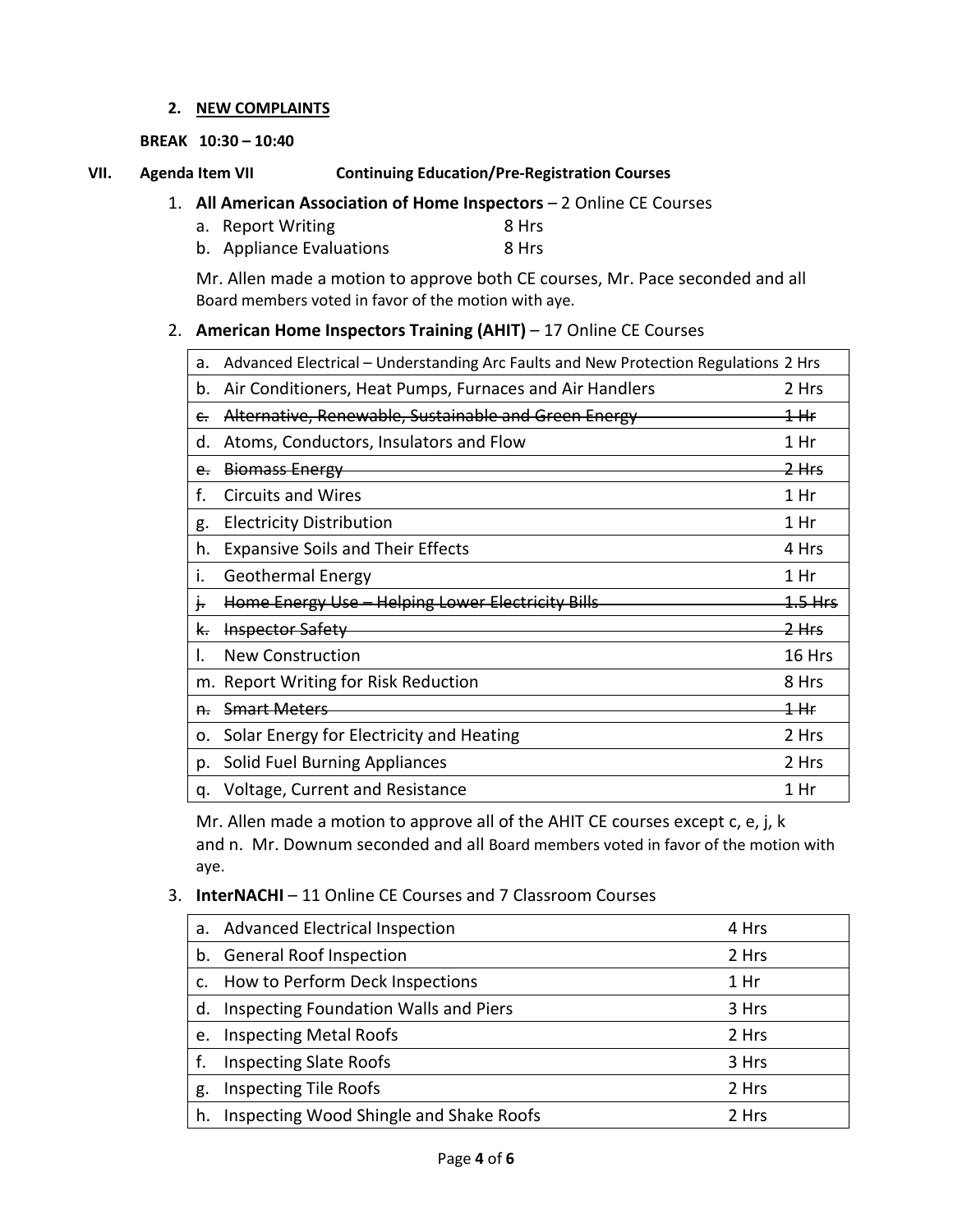2. **NEW COMPLAINTS**

**BREAK 10:30 – 10:40**

**VII. Agenda Item VII Continuing Education/Pre-Registration Courses**

1. **All American Association of Home Inspectors** – 2 Online CE Courses
   a. Report Writing 8 Hrs
   b. Appliance Evaluations 8 Hrs

   Mr. Allen made a motion to approve both CE courses, Mr. Pace seconded and all Board members voted in favor of the motion with aye.

2. **American Home Inspectors Training (AHIT)** – 17 Online CE Courses

| Course | Hours |
|---|---|
| a. Advanced Electrical – Understanding Arc Faults and New Protection Regulations | 2 Hrs |
| b. Air Conditioners, Heat Pumps, Furnaces and Air Handlers | 2 Hrs |
| ~~c. Alternative, Renewable, Sustainable and Green Energy~~ | ~~1 Hr~~ |
| d. Atoms, Conductors, Insulators and Flow | 1 Hr |
| ~~e. Biomass Energy~~ | ~~2 Hrs~~ |
| f. Circuits and Wires | 1 Hr |
| g. Electricity Distribution | 1 Hr |
| h. Expansive Soils and Their Effects | 4 Hrs |
| i. Geothermal Energy | 1 Hr |
| ~~j. Home Energy Use – Helping Lower Electricity Bills~~ | ~~1.5 Hrs~~ |
| ~~k. Inspector Safety~~ | ~~2 Hrs~~ |
| l. New Construction | 16 Hrs |
| m. Report Writing for Risk Reduction | 8 Hrs |
| ~~n. Smart Meters~~ | ~~1 Hr~~ |
| o. Solar Energy for Electricity and Heating | 2 Hrs |
| p. Solid Fuel Burning Appliances | 2 Hrs |
| q. Voltage, Current and Resistance | 1 Hr |

   Mr. Allen made a motion to approve all of the AHIT CE courses except c, e, j, k and n. Mr. Downum seconded and all Board members voted in favor of the motion with aye.

3. **InterNACHI** – 11 Online CE Courses and 7 Classroom Courses

| Course | Hours |
|---|---|
| a. Advanced Electrical Inspection | 4 Hrs |
| b. General Roof Inspection | 2 Hrs |
| c. How to Perform Deck Inspections | 1 Hr |
| d. Inspecting Foundation Walls and Piers | 3 Hrs |
| e. Inspecting Metal Roofs | 2 Hrs |
| f. Inspecting Slate Roofs | 3 Hrs |
| g. Inspecting Tile Roofs | 2 Hrs |
| h. Inspecting Wood Shingle and Shake Roofs | 2 Hrs |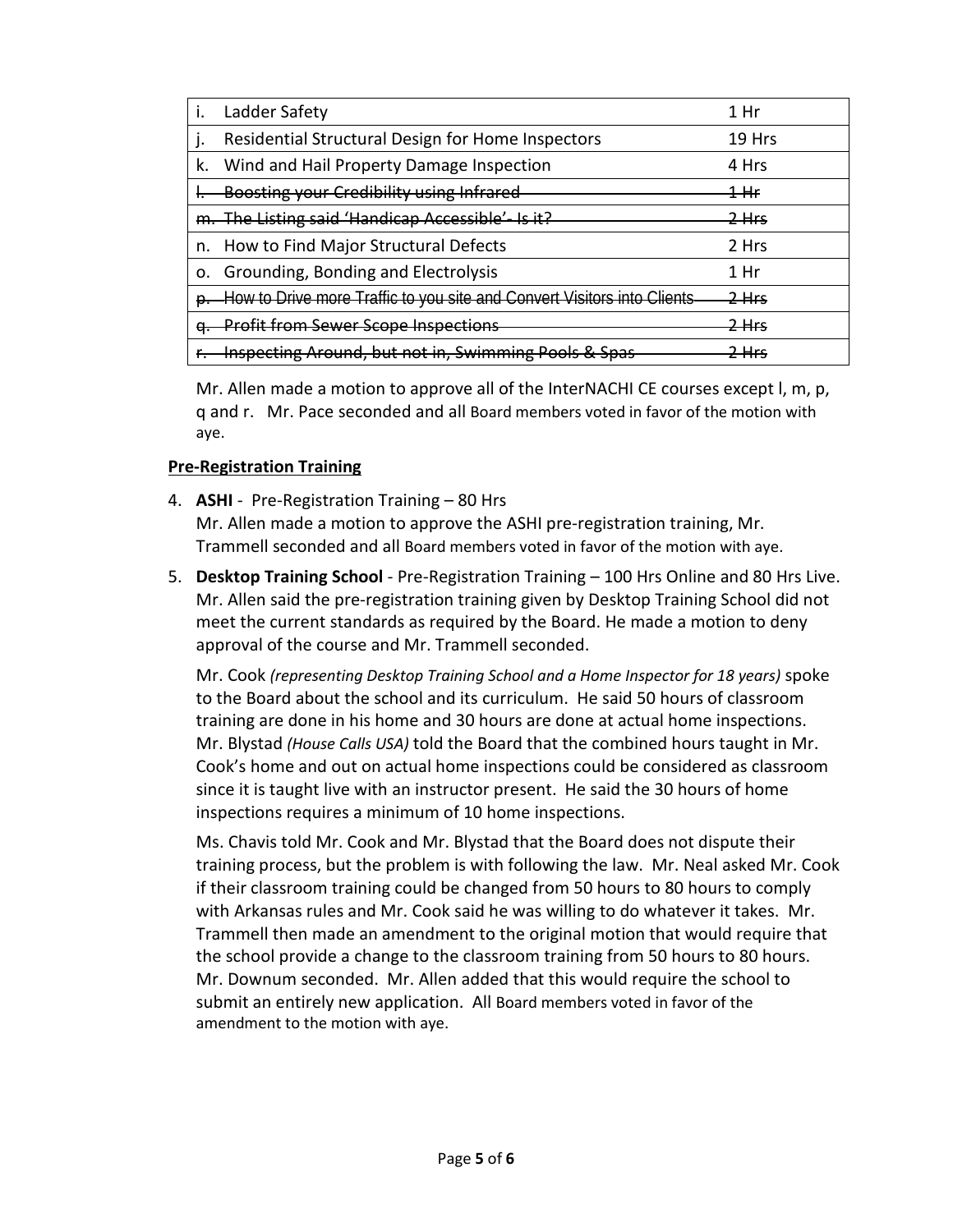| | |
|---|---|
| i. Ladder Safety | 1 Hr |
| j. Residential Structural Design for Home Inspectors | 19 Hrs |
| k. Wind and Hail Property Damage Inspection | 4 Hrs |
| ~~l. Boosting your Credibility using Infrared~~ | ~~1 Hr~~ |
| ~~m. The Listing said 'Handicap Accessible'- Is it?~~ | ~~2 Hrs~~ |
| n. How to Find Major Structural Defects | 2 Hrs |
| o. Grounding, Bonding and Electrolysis | 1 Hr |
| ~~p. How to Drive more Traffic to you site and Convert Visitors into Clients~~ | ~~2 Hrs~~ |
| ~~q. Profit from Sewer Scope Inspections~~ | ~~2 Hrs~~ |
| ~~r. Inspecting Around, but not in, Swimming Pools & Spas~~ | ~~2 Hrs~~ |

Mr. Allen made a motion to approve all of the InterNACHI CE courses except l, m, p, q and r. Mr. Pace seconded and all Board members voted in favor of the motion with aye.

**Pre-Registration Training**

4. **ASHI** - Pre-Registration Training – 80 Hrs
   Mr. Allen made a motion to approve the ASHI pre-registration training, Mr. Trammell seconded and all Board members voted in favor of the motion with aye.

5. **Desktop Training School** - Pre-Registration Training – 100 Hrs Online and 80 Hrs Live. Mr. Allen said the pre-registration training given by Desktop Training School did not meet the current standards as required by the Board. He made a motion to deny approval of the course and Mr. Trammell seconded.

   Mr. Cook *(representing Desktop Training School and a Home Inspector for 18 years)* spoke to the Board about the school and its curriculum. He said 50 hours of classroom training are done in his home and 30 hours are done at actual home inspections. Mr. Blystad *(House Calls USA)* told the Board that the combined hours taught in Mr. Cook's home and out on actual home inspections could be considered as classroom since it is taught live with an instructor present. He said the 30 hours of home inspections requires a minimum of 10 home inspections.

   Ms. Chavis told Mr. Cook and Mr. Blystad that the Board does not dispute their training process, but the problem is with following the law. Mr. Neal asked Mr. Cook if their classroom training could be changed from 50 hours to 80 hours to comply with Arkansas rules and Mr. Cook said he was willing to do whatever it takes. Mr. Trammell then made an amendment to the original motion that would require that the school provide a change to the classroom training from 50 hours to 80 hours. Mr. Downum seconded. Mr. Allen added that this would require the school to submit an entirely new application. All Board members voted in favor of the amendment to the motion with aye.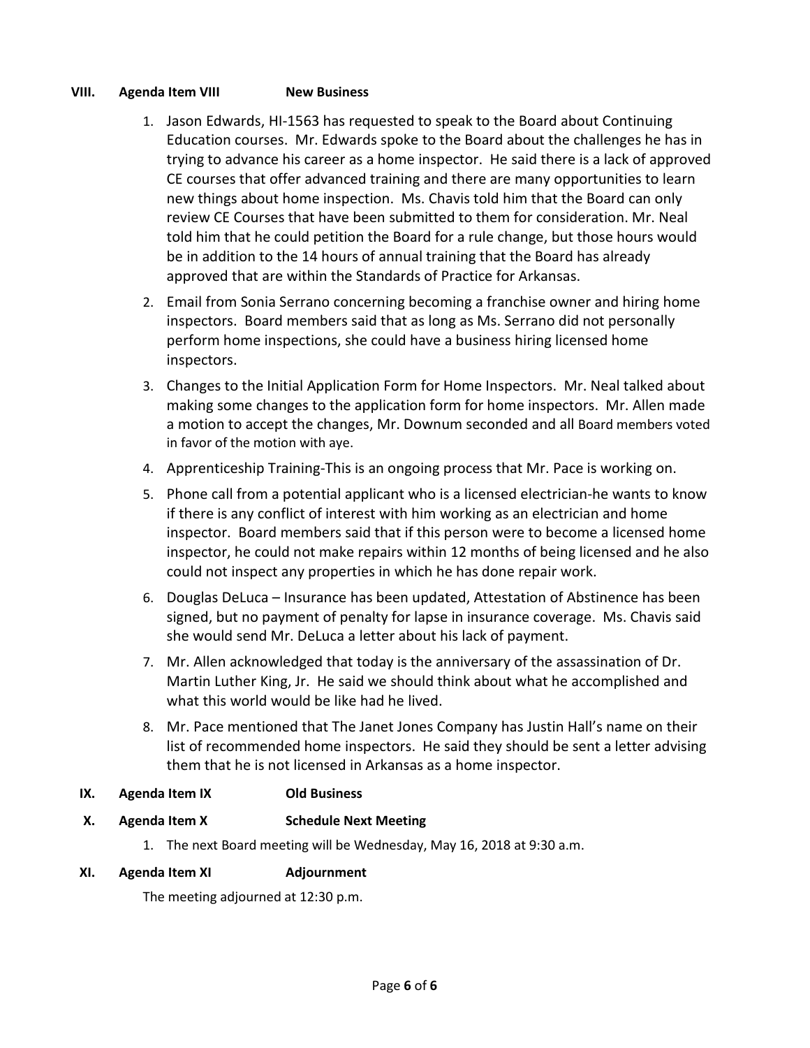**VIII. Agenda Item VIII New Business**

1. Jason Edwards, HI-1563 has requested to speak to the Board about Continuing Education courses. Mr. Edwards spoke to the Board about the challenges he has in trying to advance his career as a home inspector. He said there is a lack of approved CE courses that offer advanced training and there are many opportunities to learn new things about home inspection. Ms. Chavis told him that the Board can only review CE Courses that have been submitted to them for consideration. Mr. Neal told him that he could petition the Board for a rule change, but those hours would be in addition to the 14 hours of annual training that the Board has already approved that are within the Standards of Practice for Arkansas.
2. Email from Sonia Serrano concerning becoming a franchise owner and hiring home inspectors. Board members said that as long as Ms. Serrano did not personally perform home inspections, she could have a business hiring licensed home inspectors.
3. Changes to the Initial Application Form for Home Inspectors. Mr. Neal talked about making some changes to the application form for home inspectors. Mr. Allen made a motion to accept the changes, Mr. Downum seconded and all Board members voted in favor of the motion with aye.
4. Apprenticeship Training-This is an ongoing process that Mr. Pace is working on.
5. Phone call from a potential applicant who is a licensed electrician-he wants to know if there is any conflict of interest with him working as an electrician and home inspector. Board members said that if this person were to become a licensed home inspector, he could not make repairs within 12 months of being licensed and he also could not inspect any properties in which he has done repair work.
6. Douglas DeLuca – Insurance has been updated, Attestation of Abstinence has been signed, but no payment of penalty for lapse in insurance coverage. Ms. Chavis said she would send Mr. DeLuca a letter about his lack of payment.
7. Mr. Allen acknowledged that today is the anniversary of the assassination of Dr. Martin Luther King, Jr. He said we should think about what he accomplished and what this world would be like had he lived.
8. Mr. Pace mentioned that The Janet Jones Company has Justin Hall's name on their list of recommended home inspectors. He said they should be sent a letter advising them that he is not licensed in Arkansas as a home inspector.

**IX. Agenda Item IX Old Business**

**X. Agenda Item X Schedule Next Meeting**

1. The next Board meeting will be Wednesday, May 16, 2018 at 9:30 a.m.

**XI. Agenda Item XI Adjournment**

The meeting adjourned at 12:30 p.m.